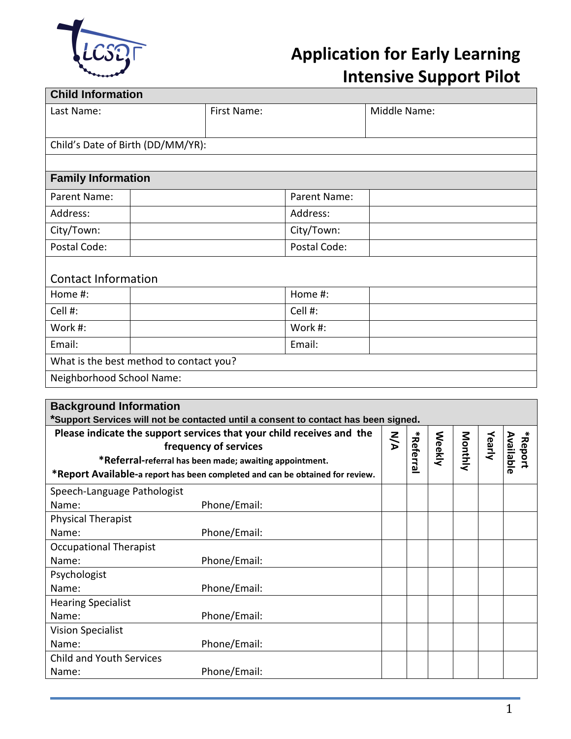# Application for Early Learning Intensive Support Pilot

| Child Information | | |
|---|---|---|
| Last Name: | First Name: | Middle Name: |
| Child's Date of Birth (DD/MM/YR): | | |
| | | |

| Family Information | | | |
|---|---|---|---|
| Parent Name: | | Parent Name: | |
| Address: | | Address: | |
| City/Town: | | City/Town: | |
| Postal Code: | | Postal Code: | |
| **Contact Information** | | | |
| Home #: | | Home #: | |
| Cell #: | | Cell #: | |
| Work #: | | Work #: | |
| Email: | | Email: | |
| What is the best method to contact you? | | | |
| Neighborhood School Name: | | | |

**Background Information**

***Support Services will not be contacted until a consent to contact has been signed.**

| **Please indicate the support services that your child receives and the frequency of services**<br>***Referral-referral has been made; awaiting appointment.**<br>***Report Available-a report has been completed and can be obtained for review.** | N/A | *Referral | Weekly | Monthly | Yearly | *Report Available |
|---|---|---|---|---|---|---|
| Speech-Language Pathologist<br>Name: Phone/Email: | | | | | | |
| Physical Therapist<br>Name: Phone/Email: | | | | | | |
| Occupational Therapist<br>Name: Phone/Email: | | | | | | |
| Psychologist<br>Name: Phone/Email: | | | | | | |
| Hearing Specialist<br>Name: Phone/Email: | | | | | | |
| Vision Specialist<br>Name: Phone/Email: | | | | | | |
| Child and Youth Services<br>Name: Phone/Email: | | | | | | |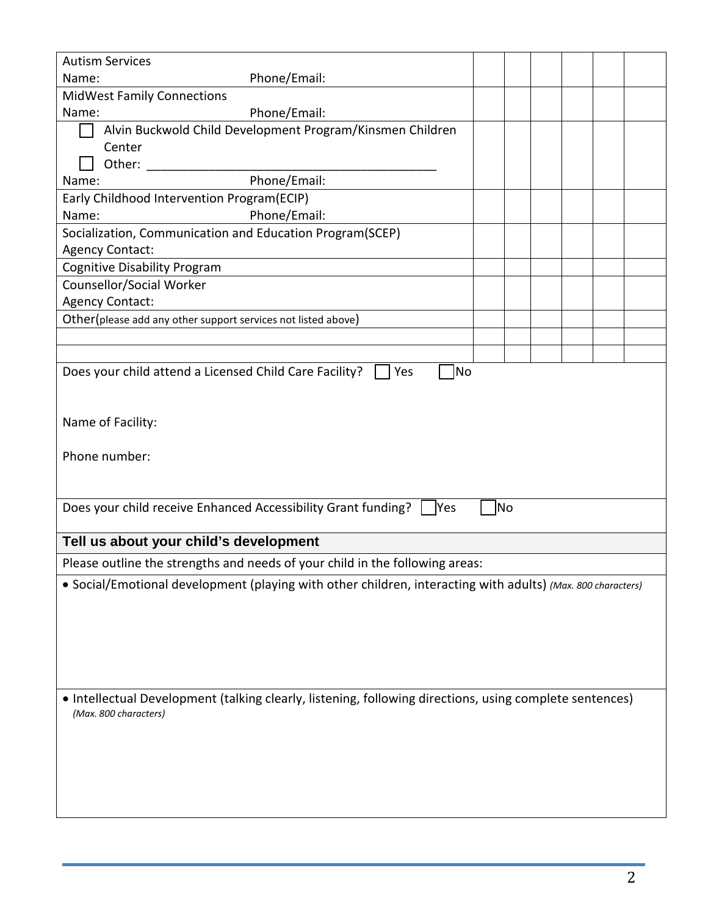| | | | | | | |
|---|---|---|---|---|---|---|
| Autism Services<br>Name: Phone/Email: | | | | | | |
| MidWest Family Connections<br>Name: Phone/Email: | | | | | | |
| ☐ Alvin Buckwold Child Development Program/Kinsmen Children Center<br>☐ Other: ____________________<br>Name: Phone/Email: | | | | | | |
| Early Childhood Intervention Program(ECIP)<br>Name: Phone/Email: | | | | | | |
| Socialization, Communication and Education Program(SCEP)<br>Agency Contact: | | | | | | |
| Cognitive Disability Program | | | | | | |
| Counsellor/Social Worker<br>Agency Contact: | | | | | | |
| Other(please add any other support services not listed above) | | | | | | |
| | | | | | | |
| | | | | | | |

Does your child attend a Licensed Child Care Facility? ☐ Yes ☐ No

Name of Facility:

Phone number:

Does your child receive Enhanced Accessibility Grant funding? ☐ Yes ☐ No

## Tell us about your child's development

Please outline the strengths and needs of your child in the following areas:

- Social/Emotional development (playing with other children, interacting with adults) *(Max. 800 characters)*

- Intellectual Development (talking clearly, listening, following directions, using complete sentences) *(Max. 800 characters)*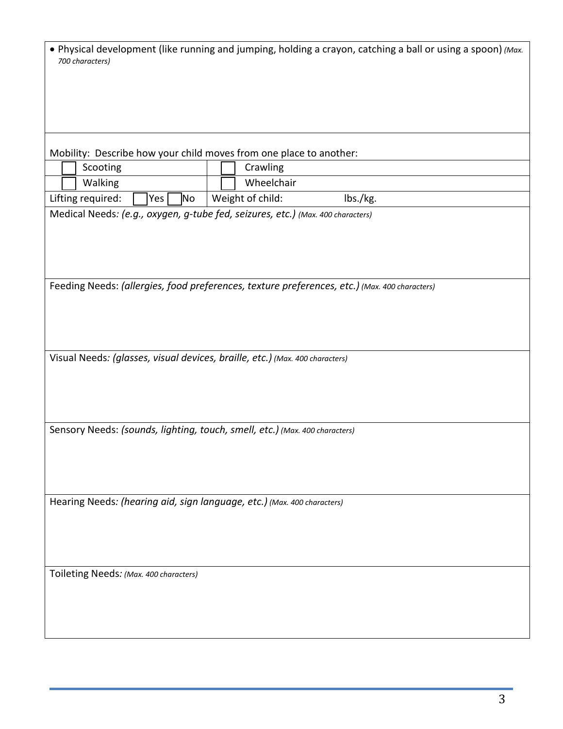- Physical development (like running and jumping, holding a crayon, catching a ball or using a spoon) *(Max. 700 characters)*

Mobility: Describe how your child moves from one place to another:

| | |
|---|---|
| ☐ Scooting | ☐ Crawling |
| ☐ Walking | ☐ Wheelchair |
| Lifting required: ☐ Yes ☐ No | Weight of child: lbs./kg. |

Medical Needs: *(e.g., oxygen, g-tube fed, seizures, etc.) (Max. 400 characters)*

Feeding Needs: *(allergies, food preferences, texture preferences, etc.) (Max. 400 characters)*

Visual Needs: *(glasses, visual devices, braille, etc.) (Max. 400 characters)*

Sensory Needs: *(sounds, lighting, touch, smell, etc.) (Max. 400 characters)*

Hearing Needs: *(hearing aid, sign language, etc.) (Max. 400 characters)*

Toileting Needs: *(Max. 400 characters)*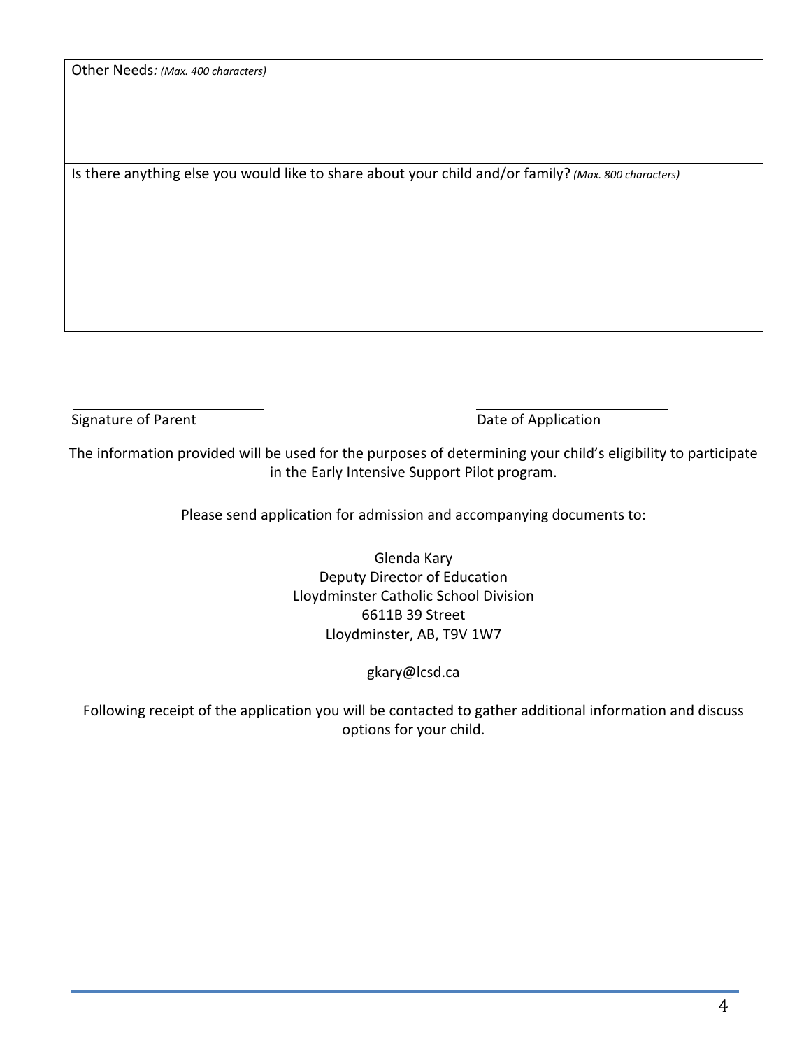| Other Needs*: (Max. 400 characters)* |
| --- |
| Is there anything else you would like to share about your child and/or family? *(Max. 800 characters)* |

Signature of Parent ______________________

Date of Application ______________________

The information provided will be used for the purposes of determining your child's eligibility to participate in the Early Intensive Support Pilot program.

Please send application for admission and accompanying documents to:

Glenda Kary
Deputy Director of Education
Lloydminster Catholic School Division
6611B 39 Street
Lloydminster, AB, T9V 1W7

gkary@lcsd.ca

Following receipt of the application you will be contacted to gather additional information and discuss options for your child.